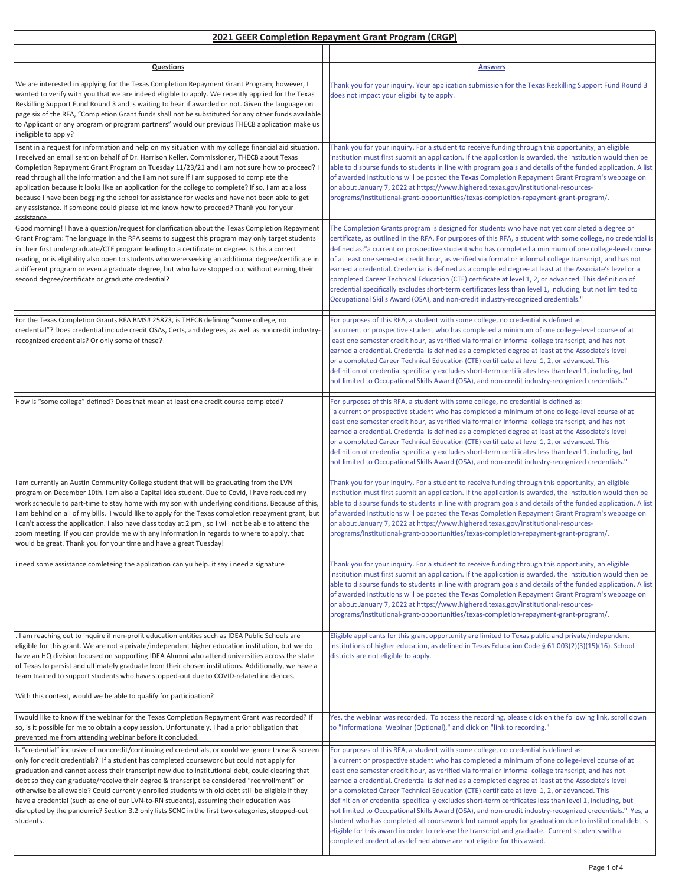# 2021 GEER Completion Repayment Grant Program (CRGP)

| Questions | Answers |
|---|---|
| We are interested in applying for the Texas Completion Repayment Grant Program; however, I wanted to verify with you that we are indeed eligible to apply. We recently applied for the Texas Reskilling Support Fund Round 3 and is waiting to hear if awarded or not. Given the language on page six of the RFA, "Completion Grant funds shall not be substituted for any other funds available to Applicant or any program or program partners" would our previous THECB application make us ineligible to apply? | Thank you for your inquiry. Your application submission for the Texas Reskilling Support Fund Round 3 does not impact your eligibility to apply. |
| I sent in a request for information and help on my situation with my college financial aid situation. I received an email sent on behalf of Dr. Harrison Keller, Commissioner, THECB about Texas Completion Repayment Grant Program on Tuesday 11/23/21 and I am not sure how to proceed? I read through all the information and the I am not sure if I am supposed to complete the application because it looks like an application for the college to complete? If so, I am at a loss because I have been begging the school for assistance for weeks and have not been able to get any assistance. If someone could please let me know how to proceed? Thank you for your assistance | Thank you for your inquiry. For a student to receive funding through this opportunity, an eligible institution must first submit an application. If the application is awarded, the institution would then be able to disburse funds to students in line with program goals and details of the funded application. A list of awarded institutions will be posted the Texas Completion Repayment Grant Program's webpage on or about January 7, 2022 at https://www.highered.texas.gov/institutional-resources-programs/institutional-grant-opportunities/texas-completion-repayment-grant-program/. |
| Good morning! I have a question/request for clarification about the Texas Completion Repayment Grant Program: The language in the RFA seems to suggest this program may only target students in their first undergraduate/CTE program leading to a certificate or degree. Is this a correct reading, or is eligibility also open to students who were seeking an additional degree/certificate in a different program or even a graduate degree, but who have stopped out without earning their second degree/certificate or graduate credential? | The Completion Grants program is designed for students who have not yet completed a degree or certificate, as outlined in the RFA. For purposes of this RFA, a student with some college, no credential is defined as:"a current or prospective student who has completed a minimum of one college-level course of at least one semester credit hour, as verified via formal or informal college transcript, and has not earned a credential. Credential is defined as a completed degree at least at the Associate's level or a completed Career Technical Education (CTE) certificate at level 1, 2, or advanced. This definition of credential specifically excludes short-term certificates less than level 1, including, but not limited to Occupational Skills Award (OSA), and non-credit industry-recognized credentials." |
| For the Texas Completion Grants RFA BMS# 25873, is THECB defining "some college, no credential"? Does credential include credit OSAs, Certs, and degrees, as well as noncredit industry-recognized credentials? Or only some of these? | For purposes of this RFA, a student with some college, no credential is defined as: "a current or prospective student who has completed a minimum of one college-level course of at least one semester credit hour, as verified via formal or informal college transcript, and has not earned a credential. Credential is defined as a completed degree at least at the Associate's level or a completed Career Technical Education (CTE) certificate at level 1, 2, or advanced. This definition of credential specifically excludes short-term certificates less than level 1, including, but not limited to Occupational Skills Award (OSA), and non-credit industry-recognized credentials." |
| How is "some college" defined? Does that mean at least one credit course completed? | For purposes of this RFA, a student with some college, no credential is defined as: "a current or prospective student who has completed a minimum of one college-level course of at least one semester credit hour, as verified via formal or informal college transcript, and has not earned a credential. Credential is defined as a completed degree at least at the Associate's level or a completed Career Technical Education (CTE) certificate at level 1, 2, or advanced. This definition of credential specifically excludes short-term certificates less than level 1, including, but not limited to Occupational Skills Award (OSA), and non-credit industry-recognized credentials." |
| I am currently an Austin Community College student that will be graduating from the LVN program on December 10th. I am also a Capital Idea student. Due to Covid, I have reduced my work schedule to part-time to stay home with my son with underlying conditions. Because of this, I am behind on all of my bills. I would like to apply for the Texas completion repayment grant, but I can't access the application. I also have class today at 2 pm , so I will not be able to attend the zoom meeting. If you can provide me with any information in regards to where to apply, that would be great. Thank you for your time and have a great Tuesday! | Thank you for your inquiry. For a student to receive funding through this opportunity, an eligible institution must first submit an application. If the application is awarded, the institution would then be able to disburse funds to students in line with program goals and details of the funded application. A list of awarded institutions will be posted the Texas Completion Repayment Grant Program's webpage on or about January 7, 2022 at https://www.highered.texas.gov/institutional-resources-programs/institutional-grant-opportunities/texas-completion-repayment-grant-program/. |
| i need some assistance comleteing the application can yu help. it say i need a signature | Thank you for your inquiry. For a student to receive funding through this opportunity, an eligible institution must first submit an application. If the application is awarded, the institution would then be able to disburse funds to students in line with program goals and details of the funded application. A list of awarded institutions will be posted the Texas Completion Repayment Grant Program's webpage on or about January 7, 2022 at https://www.highered.texas.gov/institutional-resources-programs/institutional-grant-opportunities/texas-completion-repayment-grant-program/. |
| . I am reaching out to inquire if non-profit education entities such as IDEA Public Schools are eligible for this grant. We are not a private/independent higher education institution, but we do have an HQ division focused on supporting IDEA Alumni who attend universities across the state of Texas to persist and ultimately graduate from their chosen institutions. Additionally, we have a team trained to support students who have stopped-out due to COVID-related incidences.<br><br>With this context, would we be able to qualify for participation? | Eligible applicants for this grant opportunity are limited to Texas public and private/independent institutions of higher education, as defined in Texas Education Code § 61.003(2)(3)(15)(16). School districts are not eligible to apply. |
| I would like to know if the webinar for the Texas Completion Repayment Grant was recorded? If so, is it possible for me to obtain a copy session. Unfortunately, I had a prior obligation that prevented me from attending webinar before it concluded. | Yes, the webinar was recorded. To access the recording, please click on the following link, scroll down to "Informational Webinar (Optional)," and click on "link to recording." |
| Is "credential" inclusive of noncredit/continuing ed credentials, or could we ignore those & screen only for credit credentials? If a student has completed coursework but could not apply for graduation and cannot access their transcript now due to institutional debt, could clearing that debt so they can graduate/receive their degree & transcript be considered "reenrollment" or otherwise be allowable? Could currently-enrolled students with old debt still be eligible if they have a credential (such as one of our LVN-to-RN students), assuming their education was disrupted by the pandemic? Section 3.2 only lists SCNC in the first two categories, stopped-out students. | For purposes of this RFA, a student with some college, no credential is defined as: "a current or prospective student who has completed a minimum of one college-level course of at least one semester credit hour, as verified via formal or informal college transcript, and has not earned a credential. Credential is defined as a completed degree at least at the Associate's level or a completed Career Technical Education (CTE) certificate at level 1, 2, or advanced. This definition of credential specifically excludes short-term certificates less than level 1, including, but not limited to Occupational Skills Award (OSA), and non-credit industry-recognized credentials." Yes, a student who has completed all coursework but cannot apply for graduation due to institutional debt is eligible for this award in order to release the transcript and graduate. Current students with a completed credential as defined above are not eligible for this award. |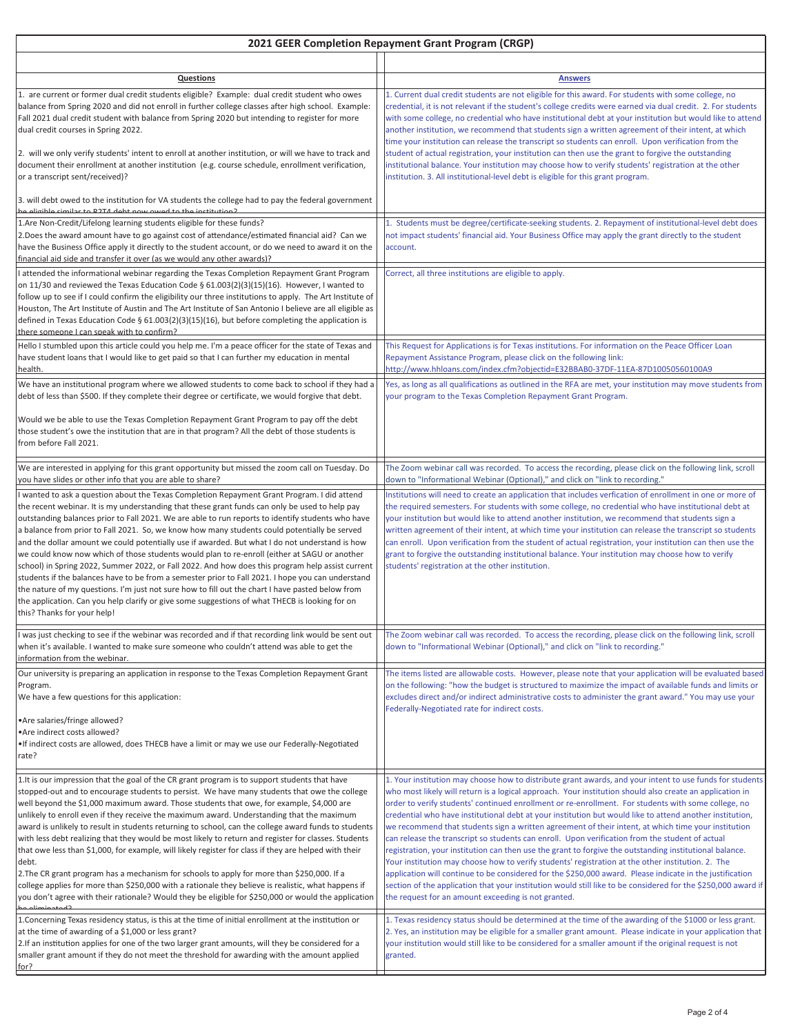# 2021 GEER Completion Repayment Grant Program (CRGP)

| Questions | Answers |
|---|---|
| 1. are current or former dual credit students eligible? Example: dual credit student who owes balance from Spring 2020 and did not enroll in further college classes after high school. Example: Fall 2021 dual credit student with balance from Spring 2020 but intending to register for more dual credit courses in Spring 2022.<br><br>2. will we only verify students' intent to enroll at another institution, or will we have to track and document their enrollment at another institution (e.g. course schedule, enrollment verification, or a transcript sent/received)?<br><br>3. will debt owed to the institution for VA students the college had to pay the federal government be eligible similar to R2T4 debt now owed to the institution? | 1. Current dual credit students are not eligible for this award. For students with some college, no credential, it is not relevant if the student's college credits were earned via dual credit. 2. For students with some college, no credential who have institutional debt at your institution but would like to attend another institution, we recommend that students sign a written agreement of their intent, at which time your institution can release the transcript so students can enroll. Upon verification from the student of actual registration, your institution can then use the grant to forgive the outstanding institutional balance. Your institution may choose how to verify students' registration at the other institution. 3. All institutional-level debt is eligible for this grant program. |
| 1.Are Non-Credit/Lifelong learning students eligible for these funds?<br>2.Does the award amount have to go against cost of attendance/estimated financial aid? Can we have the Business Office apply it directly to the student account, or do we need to award it on the financial aid side and transfer it over (as we would any other awards)? | 1. Students must be degree/certificate-seeking students. 2. Repayment of institutional-level debt does not impact students' financial aid. Your Business Office may apply the grant directly to the student account. |
| I attended the informational webinar regarding the Texas Completion Repayment Grant Program on 11/30 and reviewed the Texas Education Code § 61.003(2)(3)(15)(16). However, I wanted to follow up to see if I could confirm the eligibility our three institutions to apply. The Art Institute of Houston, The Art Institute of Austin and The Art Institute of San Antonio I believe are all eligible as defined in Texas Education Code § 61.003(2)(3)(15)(16), but before completing the application is there someone I can speak with to confirm? | Correct, all three institutions are eligible to apply. |
| Hello I stumbled upon this article could you help me. I'm a peace officer for the state of Texas and have student loans that I would like to get paid so that I can further my education in mental health. | This Request for Applications is for Texas institutions. For information on the Peace Officer Loan Repayment Assistance Program, please click on the following link: http://www.hhloans.com/index.cfm?objectid=E32BBAB0-37DF-11EA-87D10050560100A9 |
| We have an institutional program where we allowed students to come back to school if they had a debt of less than $500. If they complete their degree or certificate, we would forgive that debt.<br><br>Would we be able to use the Texas Completion Repayment Grant Program to pay off the debt those student's owe the institution that are in that program? All the debt of those students is from before Fall 2021. | Yes, as long as all qualifications as outlined in the RFA are met, your institution may move students from your program to the Texas Completion Repayment Grant Program. |
| We are interested in applying for this grant opportunity but missed the zoom call on Tuesday. Do you have slides or other info that you are able to share? | The Zoom webinar call was recorded. To access the recording, please click on the following link, scroll down to "Informational Webinar (Optional)," and click on "link to recording." |
| I wanted to ask a question about the Texas Completion Repayment Grant Program. I did attend the recent webinar. It is my understanding that these grant funds can only be used to help pay outstanding balances prior to Fall 2021. We are able to run reports to identify students who have a balance from prior to Fall 2021. So, we know how many students could potentially be served and the dollar amount we could potentially use if awarded. But what I do not understand is how we could know now which of those students would plan to re-enroll (either at SAGU or another school) in Spring 2022, Summer 2022, or Fall 2022. And how does this program help assist current students if the balances have to be from a semester prior to Fall 2021. I hope you can understand the nature of my questions. I'm just not sure how to fill out the chart I have pasted below from the application. Can you help clarify or give some suggestions of what THECB is looking for on this? Thanks for your help! | Institutions will need to create an application that includes verfication of enrollment in one or more of the required semesters. For students with some college, no credential who have institutional debt at your institution but would like to attend another institution, we recommend that students sign a written agreement of their intent, at which time your institution can release the transcript so students can enroll. Upon verification from the student of actual registration, your institution can then use the grant to forgive the outstanding institutional balance. Your institution may choose how to verify students' registration at the other institution. |
| I was just checking to see if the webinar was recorded and if that recording link would be sent out when it's available. I wanted to make sure someone who couldn't attend was able to get the information from the webinar. | The Zoom webinar call was recorded. To access the recording, please click on the following link, scroll down to "Informational Webinar (Optional)," and click on "link to recording." |
| Our university is preparing an application in response to the Texas Completion Repayment Grant Program.<br>We have a few questions for this application:<br><br>•Are salaries/fringe allowed?<br>•Are indirect costs allowed?<br>•If indirect costs are allowed, does THECB have a limit or may we use our Federally-Negotiated rate? | The items listed are allowable costs. However, please note that your application will be evaluated based on the following: "how the budget is structured to maximize the impact of available funds and limits or excludes direct and/or indirect administrative costs to administer the grant award." You may use your Federally-Negotiated rate for indirect costs. |
| 1.It is our impression that the goal of the CR grant program is to support students that have stopped-out and to encourage students to persist. We have many students that owe the college well beyond the $1,000 maximum award. Those students that owe, for example, $4,000 are unlikely to enroll even if they receive the maximum award. Understanding that the maximum award is unlikely to result in students returning to school, can the college award funds to students with less debt realizing that they would be most likely to return and register for classes. Students that owe less than $1,000, for example, will likely register for class if they are helped with their debt.<br>2.The CR grant program has a mechanism for schools to apply for more than $250,000. If a college applies for more than $250,000 with a rationale they believe is realistic, what happens if you don't agree with their rationale? Would they be eligible for $250,000 or would the application be eliminated? | 1. Your institution may choose how to distribute grant awards, and your intent to use funds for students who most likely will return is a logical approach. Your institution should also create an application in order to verify students' continued enrollment or re-enrollment. For students with some college, no credential who have institutional debt at your institution but would like to attend another institution, we recommend that students sign a written agreement of their intent, at which time your institution can release the transcript so students can enroll. Upon verification from the student of actual registration, your institution can then use the grant to forgive the outstanding institutional balance. Your institution may choose how to verify students' registration at the other institution. 2. The application will continue to be considered for the $250,000 award. Please indicate in the justification section of the application that your institution would still like to be considered for the $250,000 award if the request for an amount exceeding is not granted. |
| 1.Concerning Texas residency status, is this at the time of initial enrollment at the institution or at the time of awarding of a $1,000 or less grant?<br>2.If an institution applies for one of the two larger grant amounts, will they be considered for a smaller grant amount if they do not meet the threshold for awarding with the amount applied for? | 1. Texas residency status should be determined at the time of the awarding of the $1000 or less grant. 2. Yes, an institution may be eligible for a smaller grant amount. Please indicate in your application that your institution would still like to be considered for a smaller amount if the original request is not granted. |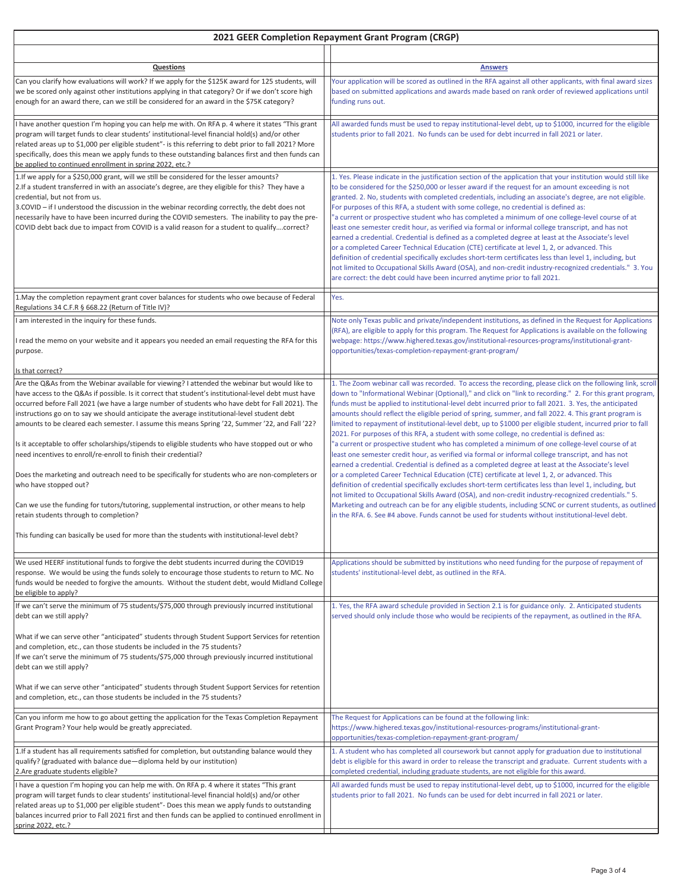# 2021 GEER Completion Repayment Grant Program (CRGP)

| Questions | Answers |
|---|---|
| Can you clarify how evaluations will work? If we apply for the $125K award for 125 students, will we be scored only against other institutions applying in that category? Or if we don't score high enough for an award there, can we still be considered for an award in the $75K category? | Your application will be scored as outlined in the RFA against all other applicants, with final award sizes based on submitted applications and awards made based on rank order of reviewed applications until funding runs out. |
| I have another question I'm hoping you can help me with. On RFA p. 4 where it states "This grant program will target funds to clear students' institutional-level financial hold(s) and/or other related areas up to $1,000 per eligible student"- is this referring to debt prior to fall 2021? More specifically, does this mean we apply funds to these outstanding balances first and then funds can be applied to continued enrollment in spring 2022, etc.? | All awarded funds must be used to repay institutional-level debt, up to $1000, incurred for the eligible students prior to fall 2021. No funds can be used for debt incurred in fall 2021 or later. |
| 1.If we apply for a $250,000 grant, will we still be considered for the lesser amounts? 2.If a student transferred in with an associate's degree, are they eligible for this? They have a credential, but not from us. 3.COVID – if I understood the discussion in the webinar recording correctly, the debt does not necessarily have to have been incurred during the COVID semesters. The inability to pay the pre-COVID debt back due to impact from COVID is a valid reason for a student to qualify….correct? | 1. Yes. Please indicate in the justification section of the application that your institution would still like to be considered for the $250,000 or lesser award if the request for an amount exceeding is not granted. 2. No, students with completed credentials, including an associate's degree, are not eligible. For purposes of this RFA, a student with some college, no credential is defined as: "a current or prospective student who has completed a minimum of one college-level course of at least one semester credit hour, as verified via formal or informal college transcript, and has not earned a credential. Credential is defined as a completed degree at least at the Associate's level or a completed Career Technical Education (CTE) certificate at level 1, 2, or advanced. This definition of credential specifically excludes short-term certificates less than level 1, including, but not limited to Occupational Skills Award (OSA), and non-credit industry-recognized credentials." 3. You are correct: the debt could have been incurred anytime prior to fall 2021. |
| 1.May the completion repayment grant cover balances for students who owe because of Federal Regulations 34 C.F.R § 668.22 (Return of Title IV)? | Yes. |
| I am interested in the inquiry for these funds. I read the memo on your website and it appears you needed an email requesting the RFA for this purpose. Is that correct? | Note only Texas public and private/independent institutions, as defined in the Request for Applications (RFA), are eligible to apply for this program. The Request for Applications is available on the following webpage: https://www.highered.texas.gov/institutional-resources-programs/institutional-grant-opportunities/texas-completion-repayment-grant-program/ |
| Are the Q&As from the Webinar available for viewing? I attended the webinar but would like to have access to the Q&As if possible. Is it correct that student's institutional-level debt must have occurred before Fall 2021 (we have a large number of students who have debt for Fall 2021). The instructions go on to say we should anticipate the average institutional-level student debt amounts to be cleared each semester. I assume this means Spring '22, Summer '22, and Fall '22? Is it acceptable to offer scholarships/stipends to eligible students who have stopped out or who need incentives to enroll/re-enroll to finish their credential? Does the marketing and outreach need to be specifically for students who are non-completers or who have stopped out? Can we use the funding for tutors/tutoring, supplemental instruction, or other means to help retain students through to completion? This funding can basically be used for more than the students with institutional-level debt? | 1. The Zoom webinar call was recorded. To access the recording, please click on the following link, scroll down to "Informational Webinar (Optional)," and click on "link to recording." 2. For this grant program, funds must be applied to institutional-level debt incurred prior to fall 2021. 3. Yes, the anticipated amounts should reflect the eligible period of spring, summer, and fall 2022. 4. This grant program is limited to repayment of institutional-level debt, up to $1000 per eligible student, incurred prior to fall 2021. For purposes of this RFA, a student with some college, no credential is defined as: "a current or prospective student who has completed a minimum of one college-level course of at least one semester credit hour, as verified via formal or informal college transcript, and has not earned a credential. Credential is defined as a completed degree at least at the Associate's level or a completed Career Technical Education (CTE) certificate at level 1, 2, or advanced. This definition of credential specifically excludes short-term certificates less than level 1, including, but not limited to Occupational Skills Award (OSA), and non-credit industry-recognized credentials." 5. Marketing and outreach can be for any eligible students, including SCNC or current students, as outlined in the RFA. 6. See #4 above. Funds cannot be used for students without institutional-level debt. |
| We used HEERF institutional funds to forgive the debt students incurred during the COVID19 response. We would be using the funds solely to encourage those students to return to MC. No funds would be needed to forgive the amounts. Without the student debt, would Midland College be eligible to apply? | Applications should be submitted by institutions who need funding for the purpose of repayment of students' institutional-level debt, as outlined in the RFA. |
| If we can't serve the minimum of 75 students/$75,000 through previously incurred institutional debt can we still apply? What if we can serve other "anticipated" students through Student Support Services for retention and completion, etc., can those students be included in the 75 students? If we can't serve the minimum of 75 students/$75,000 through previously incurred institutional debt can we still apply? What if we can serve other "anticipated" students through Student Support Services for retention and completion, etc., can those students be included in the 75 students? | 1. Yes, the RFA award schedule provided in Section 2.1 is for guidance only. 2. Anticipated students served should only include those who would be recipients of the repayment, as outlined in the RFA. |
| Can you inform me how to go about getting the application for the Texas Completion Repayment Grant Program? Your help would be greatly appreciated. | The Request for Applications can be found at the following link: https://www.highered.texas.gov/institutional-resources-programs/institutional-grant-opportunities/texas-completion-repayment-grant-program/ |
| 1.If a student has all requirements satisfied for completion, but outstanding balance would they qualify? (graduated with balance due—diploma held by our institution) 2.Are graduate students eligible? | 1. A student who has completed all coursework but cannot apply for graduation due to institutional debt is eligible for this award in order to release the transcript and graduate. Current students with a completed credential, including graduate students, are not eligible for this award. |
| I have a question I'm hoping you can help me with. On RFA p. 4 where it states "This grant program will target funds to clear students' institutional-level financial hold(s) and/or other related areas up to $1,000 per eligible student"- Does this mean we apply funds to outstanding balances incurred prior to Fall 2021 first and then funds can be applied to continued enrollment in spring 2022, etc.? | All awarded funds must be used to repay institutional-level debt, up to $1000, incurred for the eligible students prior to fall 2021. No funds can be used for debt incurred in fall 2021 or later. |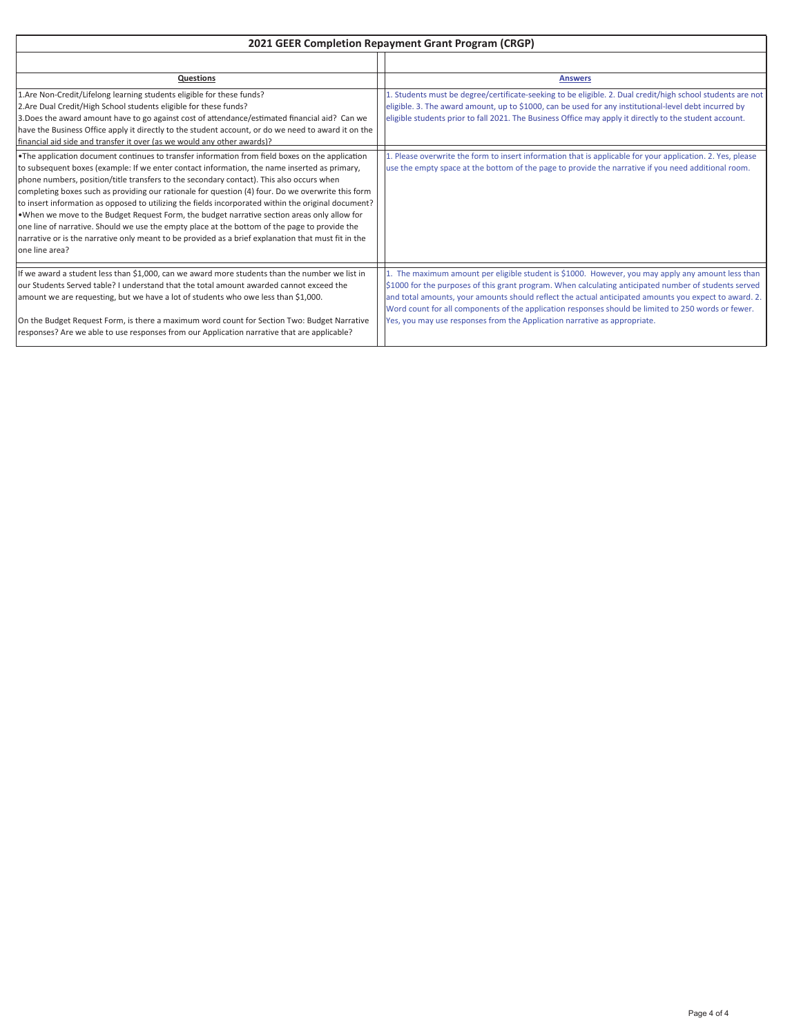## 2021 GEER Completion Repayment Grant Program (CRGP)

| Questions | Answers |
|---|---|
| 1.Are Non-Credit/Lifelong learning students eligible for these funds?<br>2.Are Dual Credit/High School students eligible for these funds?<br>3.Does the award amount have to go against cost of attendance/estimated financial aid? Can we have the Business Office apply it directly to the student account, or do we need to award it on the financial aid side and transfer it over (as we would any other awards)? | 1. Students must be degree/certificate-seeking to be eligible. 2. Dual credit/high school students are not eligible. 3. The award amount, up to $1000, can be used for any institutional-level debt incurred by eligible students prior to fall 2021. The Business Office may apply it directly to the student account. |
| •The application document continues to transfer information from field boxes on the application to subsequent boxes (example: If we enter contact information, the name inserted as primary, phone numbers, position/title transfers to the secondary contact). This also occurs when completing boxes such as providing our rationale for question (4) four. Do we overwrite this form to insert information as opposed to utilizing the fields incorporated within the original document?<br>•When we move to the Budget Request Form, the budget narrative section areas only allow for one line of narrative. Should we use the empty place at the bottom of the page to provide the narrative or is the narrative only meant to be provided as a brief explanation that must fit in the one line area? | 1. Please overwrite the form to insert information that is applicable for your application. 2. Yes, please use the empty space at the bottom of the page to provide the narrative if you need additional room. |
| If we award a student less than $1,000, can we award more students than the number we list in our Students Served table? I understand that the total amount awarded cannot exceed the amount we are requesting, but we have a lot of students who owe less than $1,000.<br><br>On the Budget Request Form, is there a maximum word count for Section Two: Budget Narrative responses? Are we able to use responses from our Application narrative that are applicable? | 1. The maximum amount per eligible student is $1000. However, you may apply any amount less than $1000 for the purposes of this grant program. When calculating anticipated number of students served and total amounts, your amounts should reflect the actual anticipated amounts you expect to award. 2. Word count for all components of the application responses should be limited to 250 words or fewer. Yes, you may use responses from the Application narrative as appropriate. |